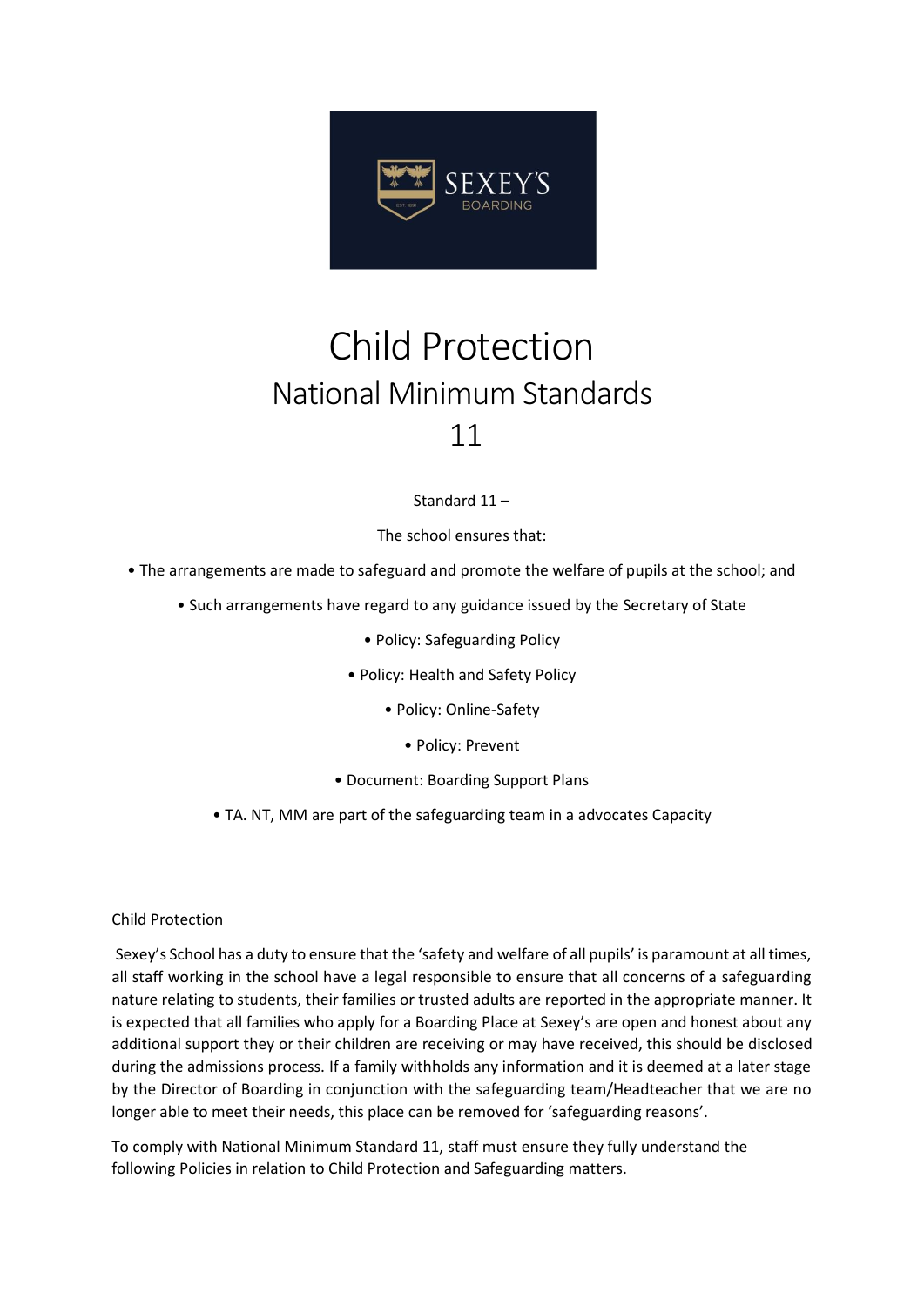# Child Protection

## National Minimum Standards 11

Standard 11 –

The school ensures that:

- The arrangements are made to safeguard and promote the welfare of pupils at the school; and
- Such arrangements have regard to any guidance issued by the Secretary of State
- Policy: Safeguarding Policy
- Policy: Health and Safety Policy
- Policy: Online-Safety
- Policy: Prevent
- Document: Boarding Support Plans
- TA. NT, MM are part of the safeguarding team in a advocates Capacity

Child Protection

Sexey's School has a duty to ensure that the 'safety and welfare of all pupils' is paramount at all times, all staff working in the school have a legal responsible to ensure that all concerns of a safeguarding nature relating to students, their families or trusted adults are reported in the appropriate manner. It is expected that all families who apply for a Boarding Place at Sexey's are open and honest about any additional support they or their children are receiving or may have received, this should be disclosed during the admissions process. If a family withholds any information and it is deemed at a later stage by the Director of Boarding in conjunction with the safeguarding team/Headteacher that we are no longer able to meet their needs, this place can be removed for 'safeguarding reasons'.

To comply with National Minimum Standard 11, staff must ensure they fully understand the following Policies in relation to Child Protection and Safeguarding matters.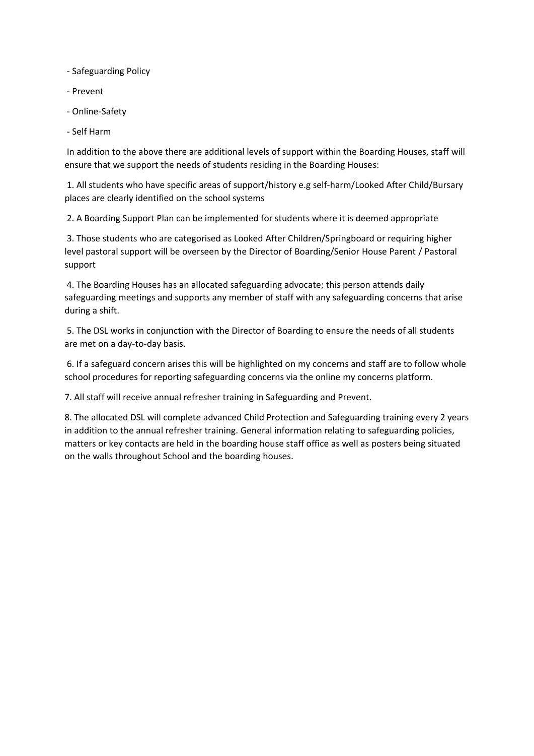- Safeguarding Policy
- Prevent
- Online-Safety
- Self Harm

In addition to the above there are additional levels of support within the Boarding Houses, staff will ensure that we support the needs of students residing in the Boarding Houses:

1. All students who have specific areas of support/history e.g self-harm/Looked After Child/Bursary places are clearly identified on the school systems
2. A Boarding Support Plan can be implemented for students where it is deemed appropriate
3. Those students who are categorised as Looked After Children/Springboard or requiring higher level pastoral support will be overseen by the Director of Boarding/Senior House Parent / Pastoral support
4. The Boarding Houses has an allocated safeguarding advocate; this person attends daily safeguarding meetings and supports any member of staff with any safeguarding concerns that arise during a shift.
5. The DSL works in conjunction with the Director of Boarding to ensure the needs of all students are met on a day-to-day basis.
6. If a safeguard concern arises this will be highlighted on my concerns and staff are to follow whole school procedures for reporting safeguarding concerns via the online my concerns platform.
7. All staff will receive annual refresher training in Safeguarding and Prevent.
8. The allocated DSL will complete advanced Child Protection and Safeguarding training every 2 years in addition to the annual refresher training. General information relating to safeguarding policies, matters or key contacts are held in the boarding house staff office as well as posters being situated on the walls throughout School and the boarding houses.